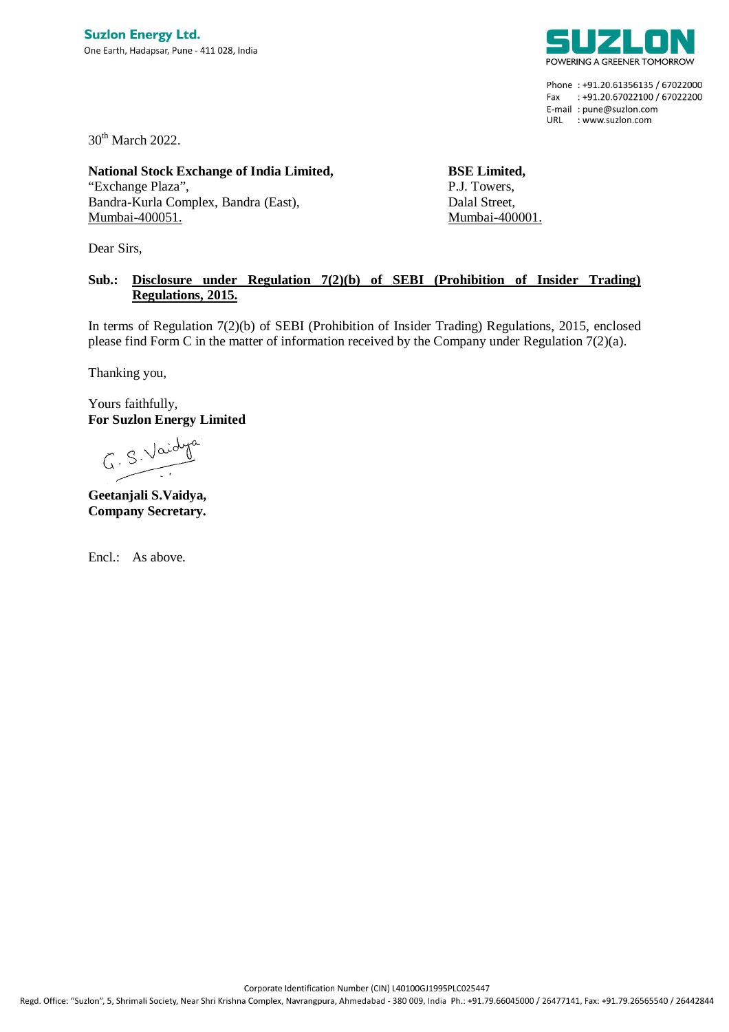**Suzlon Energy Ltd.**
One Earth, Hadapsar, Pune - 411 028, India

SUZLON
POWERING A GREENER TOMORROW

Phone : +91.20.61356135 / 67022000
Fax : +91.20.67022100 / 67022200
E-mail : pune@suzlon.com
URL : www.suzlon.com

30th March 2022.

**National Stock Exchange of India Limited,**
"Exchange Plaza",
Bandra-Kurla Complex, Bandra (East),
Mumbai-400051.

**BSE Limited,**
P.J. Towers,
Dalal Street,
Mumbai-400001.

Dear Sirs,

**Sub.: Disclosure under Regulation 7(2)(b) of SEBI (Prohibition of Insider Trading) Regulations, 2015.**

In terms of Regulation 7(2)(b) of SEBI (Prohibition of Insider Trading) Regulations, 2015, enclosed please find Form C in the matter of information received by the Company under Regulation 7(2)(a).

Thanking you,

Yours faithfully,
**For Suzlon Energy Limited**

G. S. Vaidya

**Geetanjali S.Vaidya,**
**Company Secretary.**

Encl.: As above.

Corporate Identification Number (CIN) L40100GJ1995PLC025447
Regd. Office: "Suzlon", 5, Shrimali Society, Near Shri Krishna Complex, Navrangpura, Ahmedabad - 380 009, India Ph.: +91.79.66045000 / 26477141, Fax: +91.79.26565540 / 26442844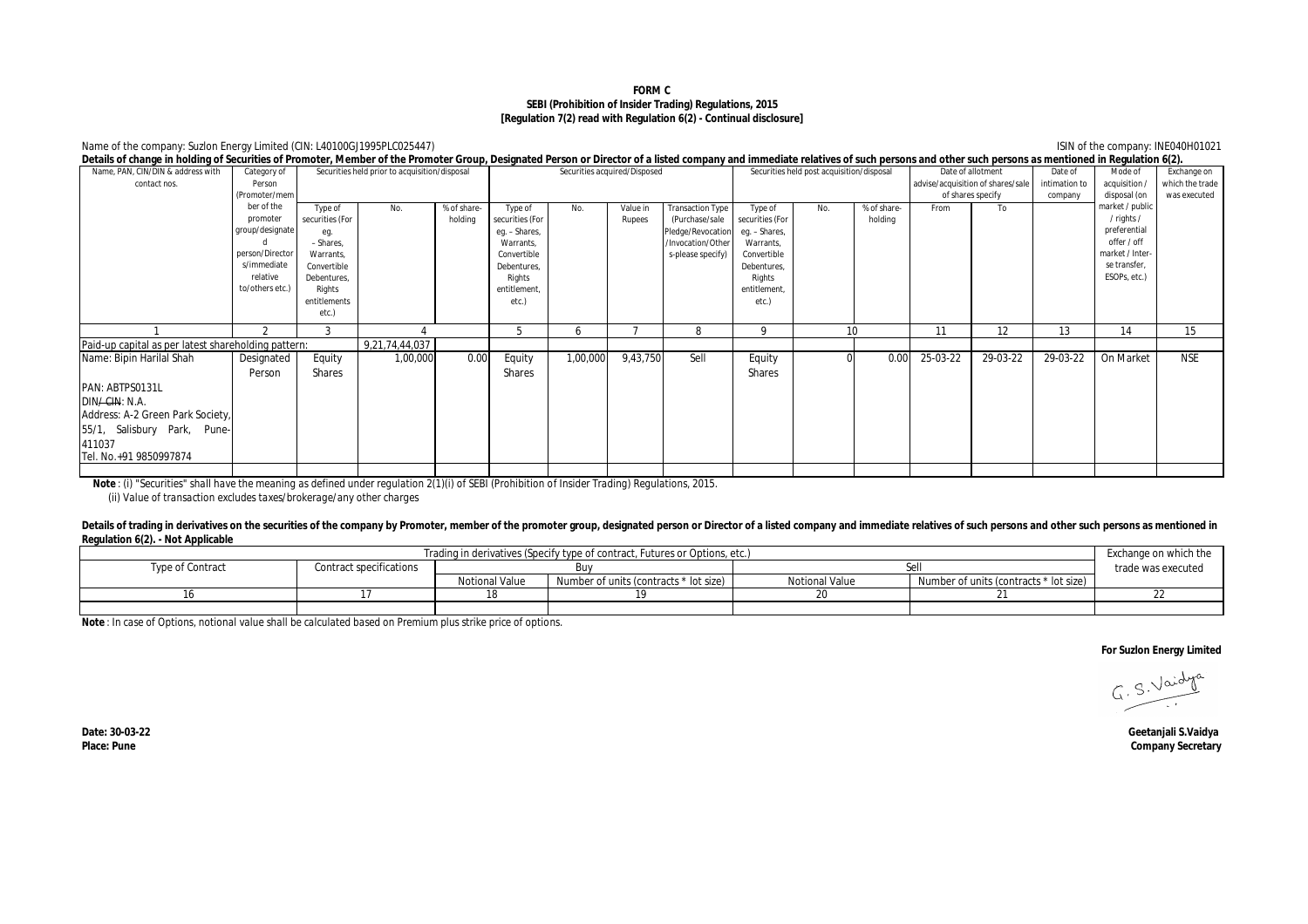**FORM C**
**SEBI (Prohibition of Insider Trading) Regulations, 2015**
**[Regulation 7(2) read with Regulation 6(2) - Continual disclosure]**

Name of the company: Suzlon Energy Limited (CIN: L40100GJ1995PLC025447)

ISIN of the company: INE040H01021

**Details of change in holding of Securities of Promoter, Member of the Promoter Group, Designated Person or Director of a listed company and immediate relatives of such persons and other such persons as mentioned in Regulation 6(2).**

| Name, PAN, CIN/DIN & address with contact nos. | Category of Person (Promoter/member of the promoter group/designated person/Directors/immediate relative to/others etc.) | Securities held prior to acquisition/disposal | | | Securities acquired/Disposed | | | | Securities held post acquisition/disposal | | | Date of allotment advise/acquisition of shares/sale of shares specify | | Date of intimation to company | Mode of acquisition / disposal (on market / public / rights / preferential offer / off market / Inter-se transfer, ESOPs, etc.) | Exchange on which the trade was executed |
|---|---|---|---|---|---|---|---|---|---|---|---|---|---|---|---|---|
| | | Type of securities (For eg. – Shares, Warrants, Convertible Debentures, Rights entitlements etc.) | No. | % of share-holding | Type of securities (For eg. – Shares, Warrants, Convertible Debentures, Rights entitlement, etc.) | No. | Value in Rupees | Transaction Type (Purchase/sale Pledge/Revocation /Invocation/Others-please specify) | Type of securities (For eg. – Shares, Warrants, Convertible Debentures, Rights entitlement, etc.) | No. | % of share-holding | From | To | | | |
| 1 | 2 | 3 | 4 | | 5 | 6 | 7 | 8 | 9 | 10 | | 11 | 12 | 13 | 14 | 15 |
| Paid-up capital as per latest shareholding pattern: | | | 9,21,74,44,037 | | | | | | | | | | | | | |
| Name: Bipin Harilal Shah<br><br>PAN: ABTPS0131L<br>DIN/ ~~CIN~~: N.A.<br>Address: A-2 Green Park Society, 55/1, Salisbury Park, Pune-411037<br>Tel. No.+91 9850997874 | Designated Person | Equity Shares | 1,00,000 | 0.00 | Equity Shares | 1,00,000 | 9,43,750 | Sell | Equity Shares | 0 | 0.00 | 25-03-22 | 29-03-22 | 29-03-22 | On Market | NSE |
| | | | | | | | | | | | | | | | | |

**Note** : (i) "Securities" shall have the meaning as defined under regulation 2(1)(i) of SEBI (Prohibition of Insider Trading) Regulations, 2015.
(ii) Value of transaction excludes taxes/brokerage/any other charges

**Details of trading in derivatives on the securities of the company by Promoter, member of the promoter group, designated person or Director of a listed company and immediate relatives of such persons and other such persons as mentioned in Regulation 6(2). - Not Applicable**

| Trading in derivatives (Specify type of contract, Futures or Options, etc.) | | | | | | Exchange on which the trade was executed |
|---|---|---|---|---|---|---|
| Type of Contract | Contract specifications | Buy | | Sell | | |
| | | Notional Value | Number of units (contracts * lot size) | Notional Value | Number of units (contracts * lot size) | |
| 16 | 17 | 18 | 19 | 20 | 21 | 22 |
| | | | | | | |

**Note** : In case of Options, notional value shall be calculated based on Premium plus strike price of options.

**For Suzlon Energy Limited**

G. S. Vaidya

**Geetanjali S.Vaidya**
**Company Secretary**

**Date: 30-03-22**
**Place: Pune**